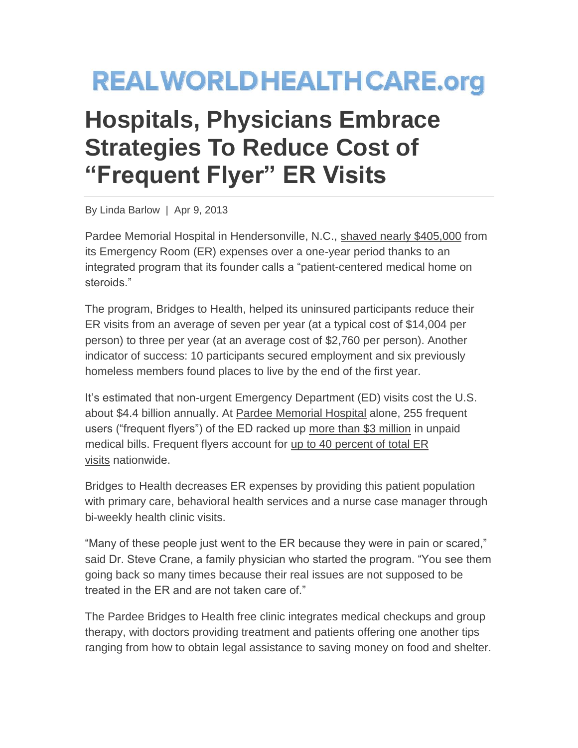REALWORLDHEALTHCARE.org

# Hospitals, Physicians Embrace Strategies To Reduce Cost of "Frequent Flyer" ER Visits

By Linda Barlow | Apr 9, 2013

Pardee Memorial Hospital in Hendersonville, N.C., shaved nearly $405,000 from its Emergency Room (ER) expenses over a one-year period thanks to an integrated program that its founder calls a "patient-centered medical home on steroids."

The program, Bridges to Health, helped its uninsured participants reduce their ER visits from an average of seven per year (at a typical cost of $14,004 per person) to three per year (at an average cost of $2,760 per person). Another indicator of success: 10 participants secured employment and six previously homeless members found places to live by the end of the first year.

It's estimated that non-urgent Emergency Department (ED) visits cost the U.S. about $4.4 billion annually. At Pardee Memorial Hospital alone, 255 frequent users ("frequent flyers") of the ED racked up more than $3 million in unpaid medical bills. Frequent flyers account for up to 40 percent of total ER visits nationwide.

Bridges to Health decreases ER expenses by providing this patient population with primary care, behavioral health services and a nurse case manager through bi-weekly health clinic visits.

"Many of these people just went to the ER because they were in pain or scared," said Dr. Steve Crane, a family physician who started the program. "You see them going back so many times because their real issues are not supposed to be treated in the ER and are not taken care of."

The Pardee Bridges to Health free clinic integrates medical checkups and group therapy, with doctors providing treatment and patients offering one another tips ranging from how to obtain legal assistance to saving money on food and shelter.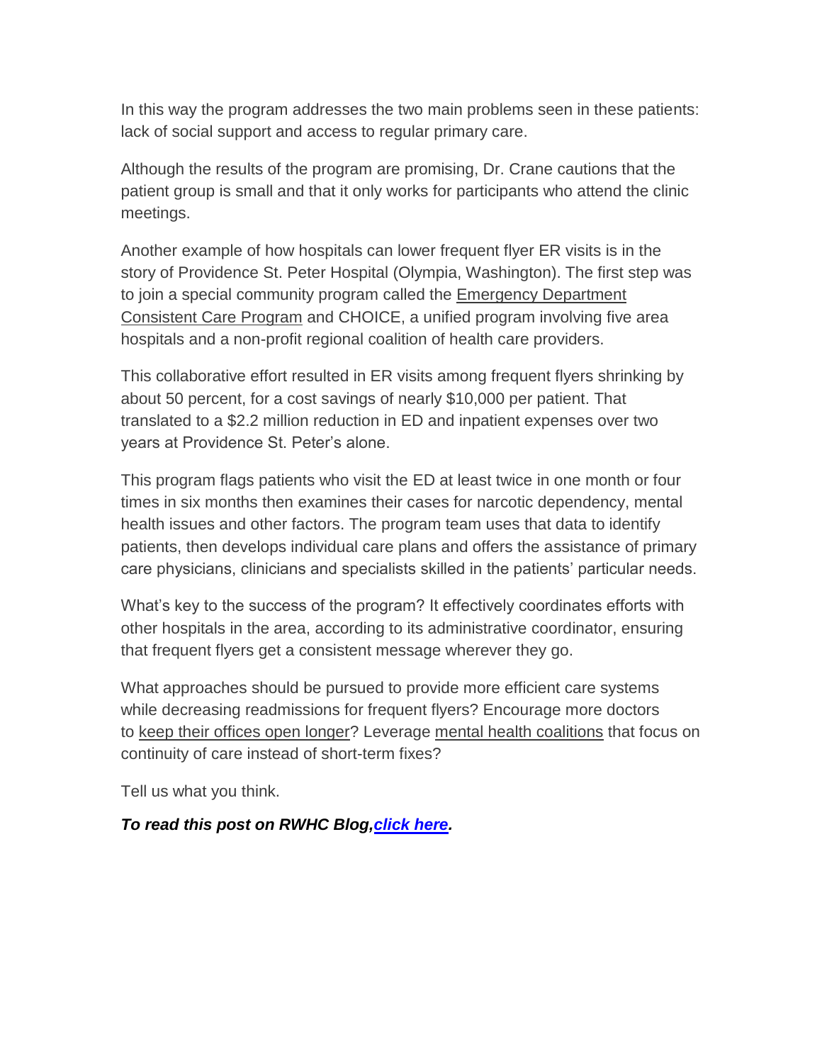In this way the program addresses the two main problems seen in these patients: lack of social support and access to regular primary care.

Although the results of the program are promising, Dr. Crane cautions that the patient group is small and that it only works for participants who attend the clinic meetings.

Another example of how hospitals can lower frequent flyer ER visits is in the story of Providence St. Peter Hospital (Olympia, Washington). The first step was to join a special community program called the Emergency Department Consistent Care Program and CHOICE, a unified program involving five area hospitals and a non-profit regional coalition of health care providers.

This collaborative effort resulted in ER visits among frequent flyers shrinking by about 50 percent, for a cost savings of nearly $10,000 per patient. That translated to a $2.2 million reduction in ED and inpatient expenses over two years at Providence St. Peter's alone.

This program flags patients who visit the ED at least twice in one month or four times in six months then examines their cases for narcotic dependency, mental health issues and other factors. The program team uses that data to identify patients, then develops individual care plans and offers the assistance of primary care physicians, clinicians and specialists skilled in the patients' particular needs.

What's key to the success of the program? It effectively coordinates efforts with other hospitals in the area, according to its administrative coordinator, ensuring that frequent flyers get a consistent message wherever they go.

What approaches should be pursued to provide more efficient care systems while decreasing readmissions for frequent flyers? Encourage more doctors to keep their offices open longer? Leverage mental health coalitions that focus on continuity of care instead of short-term fixes?

Tell us what you think.

***To read this post on RWHC Blog, click here.***